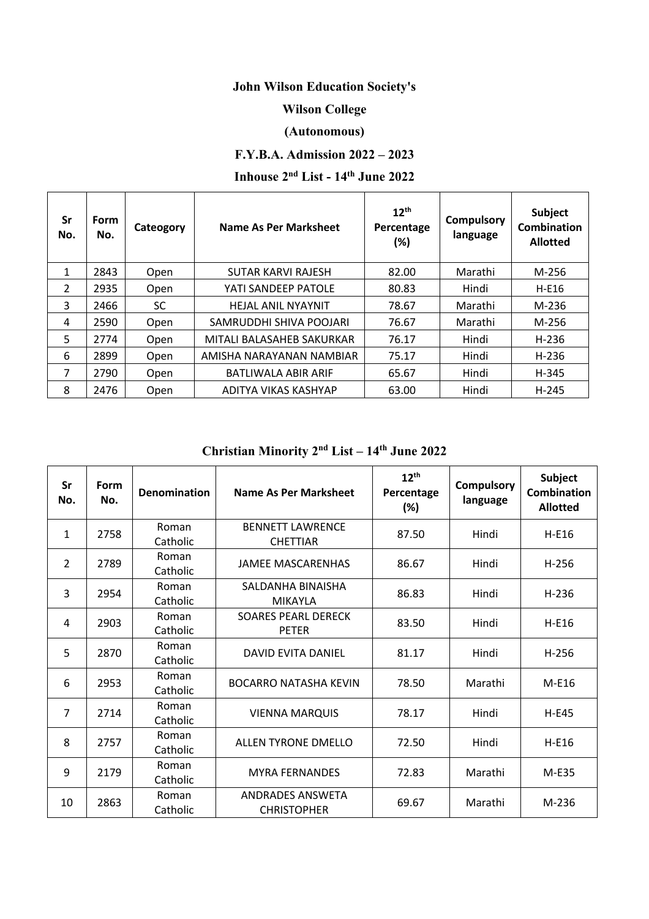# John Wilson Education Society's

# Wilson College

# (Autonomous)

## F.Y.B.A. Admission 2022 – 2023

## Inhouse 2nd List - 14th June 2022

| Sr No. | Form No. | Cateogory | Name As Per Marksheet | 12th Percentage (%) | Compulsory language | Subject Combination Allotted |
|---|---|---|---|---|---|---|
| 1 | 2843 | Open | SUTAR KARVI RAJESH | 82.00 | Marathi | M-256 |
| 2 | 2935 | Open | YATI SANDEEP PATOLE | 80.83 | Hindi | H-E16 |
| 3 | 2466 | SC | HEJAL ANIL NYAYNIT | 78.67 | Marathi | M-236 |
| 4 | 2590 | Open | SAMRUDDHI SHIVA POOJARI | 76.67 | Marathi | M-256 |
| 5 | 2774 | Open | MITALI BALASAHEB SAKURKAR | 76.17 | Hindi | H-236 |
| 6 | 2899 | Open | AMISHA NARAYANAN NAMBIAR | 75.17 | Hindi | H-236 |
| 7 | 2790 | Open | BATLIWALA ABIR ARIF | 65.67 | Hindi | H-345 |
| 8 | 2476 | Open | ADITYA VIKAS KASHYAP | 63.00 | Hindi | H-245 |

## Christian Minority 2nd List – 14th June 2022

| Sr No. | Form No. | Denomination | Name As Per Marksheet | 12th Percentage (%) | Compulsory language | Subject Combination Allotted |
|---|---|---|---|---|---|---|
| 1 | 2758 | Roman Catholic | BENNETT LAWRENCE CHETTIAR | 87.50 | Hindi | H-E16 |
| 2 | 2789 | Roman Catholic | JAMEE MASCARENHAS | 86.67 | Hindi | H-256 |
| 3 | 2954 | Roman Catholic | SALDANHA BINAISHA MIKAYLA | 86.83 | Hindi | H-236 |
| 4 | 2903 | Roman Catholic | SOARES PEARL DERECK PETER | 83.50 | Hindi | H-E16 |
| 5 | 2870 | Roman Catholic | DAVID EVITA DANIEL | 81.17 | Hindi | H-256 |
| 6 | 2953 | Roman Catholic | BOCARRO NATASHA KEVIN | 78.50 | Marathi | M-E16 |
| 7 | 2714 | Roman Catholic | VIENNA MARQUIS | 78.17 | Hindi | H-E45 |
| 8 | 2757 | Roman Catholic | ALLEN TYRONE DMELLO | 72.50 | Hindi | H-E16 |
| 9 | 2179 | Roman Catholic | MYRA FERNANDES | 72.83 | Marathi | M-E35 |
| 10 | 2863 | Roman Catholic | ANDRADES ANSWETA CHRISTOPHER | 69.67 | Marathi | M-236 |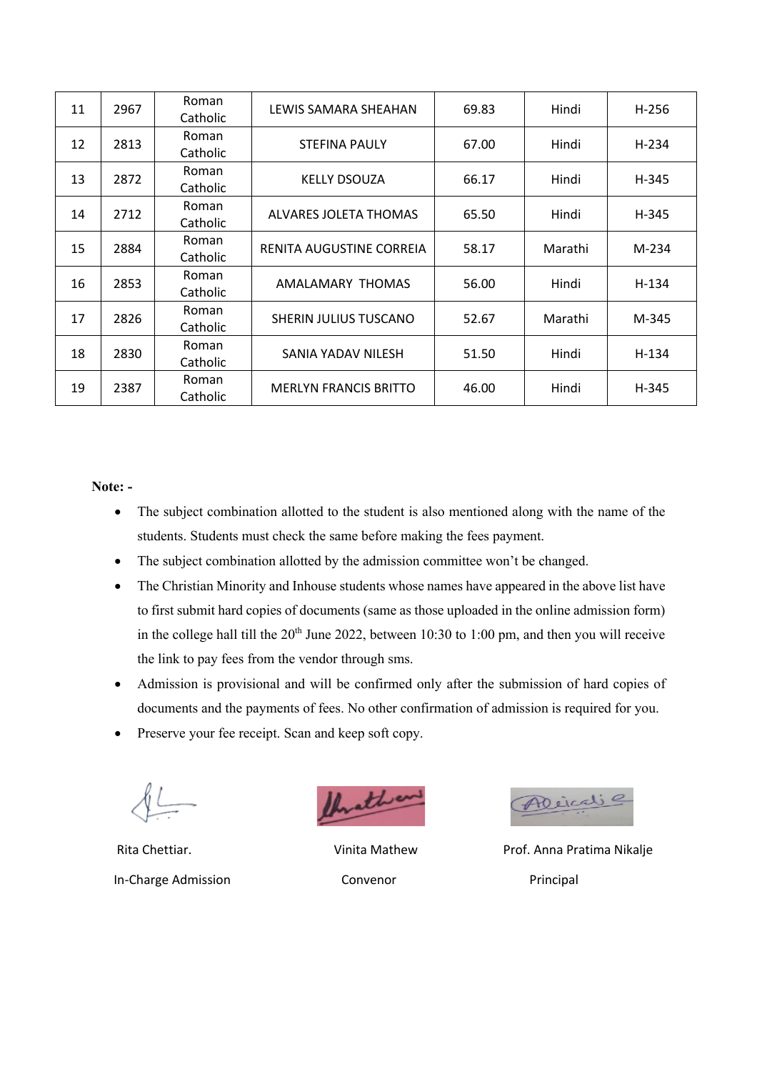| | | | | | | |
|---|---|---|---|---|---|---|
| 11 | 2967 | Roman Catholic | LEWIS SAMARA SHEAHAN | 69.83 | Hindi | H-256 |
| 12 | 2813 | Roman Catholic | STEFINA PAULY | 67.00 | Hindi | H-234 |
| 13 | 2872 | Roman Catholic | KELLY DSOUZA | 66.17 | Hindi | H-345 |
| 14 | 2712 | Roman Catholic | ALVARES JOLETA THOMAS | 65.50 | Hindi | H-345 |
| 15 | 2884 | Roman Catholic | RENITA AUGUSTINE CORREIA | 58.17 | Marathi | M-234 |
| 16 | 2853 | Roman Catholic | AMALAMARY THOMAS | 56.00 | Hindi | H-134 |
| 17 | 2826 | Roman Catholic | SHERIN JULIUS TUSCANO | 52.67 | Marathi | M-345 |
| 18 | 2830 | Roman Catholic | SANIA YADAV NILESH | 51.50 | Hindi | H-134 |
| 19 | 2387 | Roman Catholic | MERLYN FRANCIS BRITTO | 46.00 | Hindi | H-345 |

**Note: -**

- The subject combination allotted to the student is also mentioned along with the name of the students. Students must check the same before making the fees payment.
- The subject combination allotted by the admission committee won't be changed.
- The Christian Minority and Inhouse students whose names have appeared in the above list have to first submit hard copies of documents (same as those uploaded in the online admission form) in the college hall till the 20th June 2022, between 10:30 to 1:00 pm, and then you will receive the link to pay fees from the vendor through sms.
- Admission is provisional and will be confirmed only after the submission of hard copies of documents and the payments of fees. No other confirmation of admission is required for you.
- Preserve your fee receipt. Scan and keep soft copy.

Rita Chettiar.
In-Charge Admission

Vinita Mathew
Convenor

Prof. Anna Pratima Nikalje
Principal